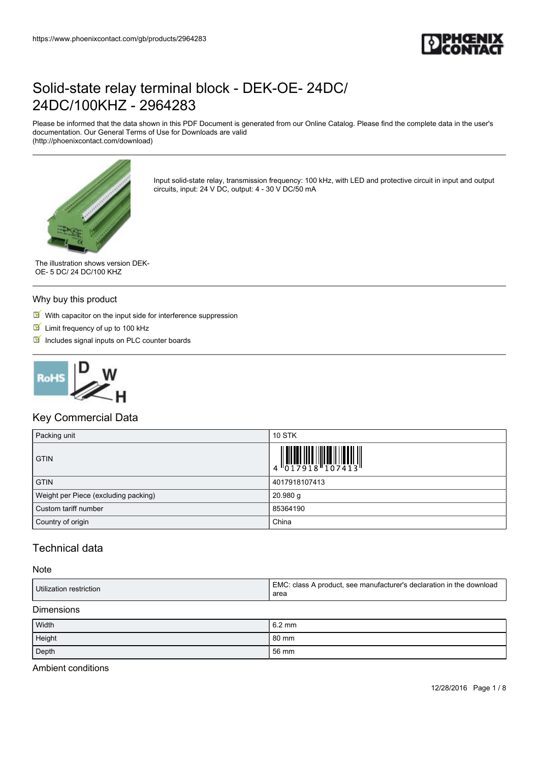# Solid-state relay terminal block - DEK-OE- 24DC/ 24DC/100KHZ - 2964283

Please be informed that the data shown in this PDF Document is generated from our Online Catalog. Please find the complete data in the user's documentation. Our General Terms of Use for Downloads are valid (http://phoenixcontact.com/download)

Input solid-state relay, transmission frequency: 100 kHz, with LED and protective circuit in input and output circuits, input: 24 V DC, output: 4 - 30 V DC/50 mA

The illustration shows version DEK-OE- 5 DC/ 24 DC/100 KHZ

## Why buy this product

- With capacitor on the input side for interference suppression
- Limit frequency of up to 100 kHz
- Includes signal inputs on PLC counter boards

## Key Commercial Data

| Packing unit | 10 STK |
|---|---|
| GTIN | 4 017918 107413 |
| GTIN | 4017918107413 |
| Weight per Piece (excluding packing) | 20.980 g |
| Custom tariff number | 85364190 |
| Country of origin | China |

## Technical data

### Note

| Utilization restriction | EMC: class A product, see manufacturer's declaration in the download area |
|---|---|

### Dimensions

| Width | 6.2 mm |
|---|---|
| Height | 80 mm |
| Depth | 56 mm |

### Ambient conditions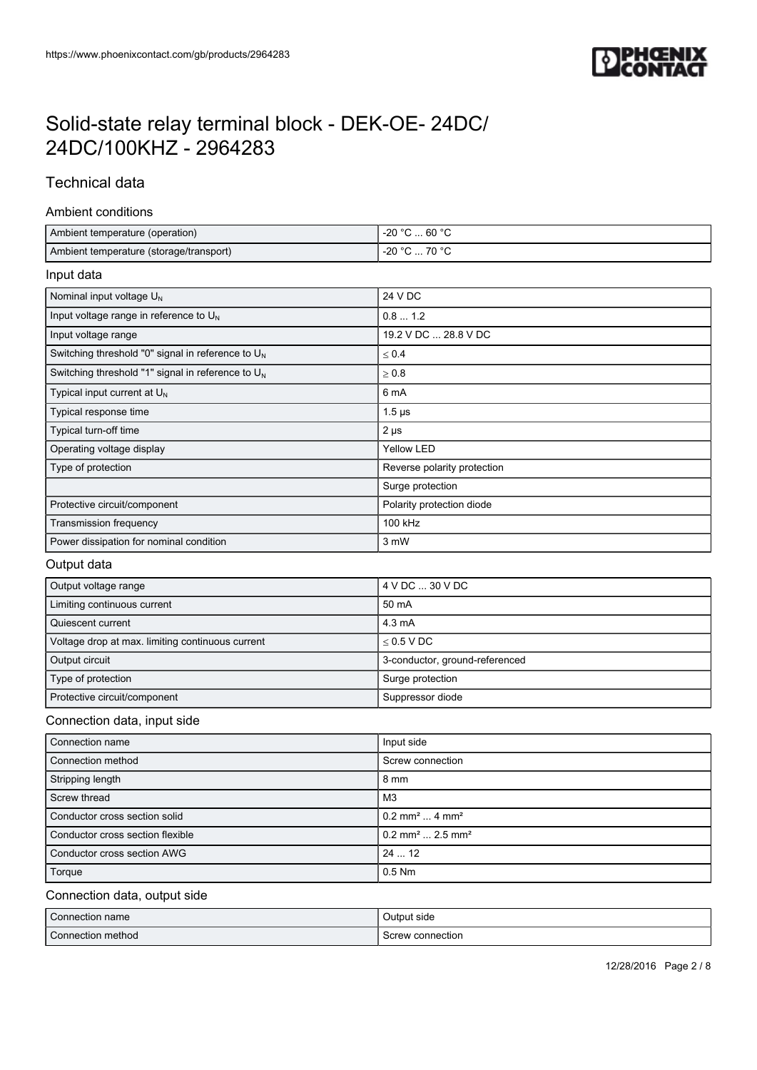# Solid-state relay terminal block - DEK-OE- 24DC/ 24DC/100KHZ - 2964283

## Technical data

### Ambient conditions

| | |
|---|---|
| Ambient temperature (operation) | -20 °C ... 60 °C |
| Ambient temperature (storage/transport) | -20 °C ... 70 °C |

### Input data

| | |
|---|---|
| Nominal input voltage $U_N$ | 24 V DC |
| Input voltage range in reference to $U_N$ | 0.8 ... 1.2 |
| Input voltage range | 19.2 V DC ... 28.8 V DC |
| Switching threshold "0" signal in reference to $U_N$ | ≤ 0.4 |
| Switching threshold "1" signal in reference to $U_N$ | ≥ 0.8 |
| Typical input current at $U_N$ | 6 mA |
| Typical response time | 1.5 µs |
| Typical turn-off time | 2 µs |
| Operating voltage display | Yellow LED |
| Type of protection | Reverse polarity protection |
| | Surge protection |
| Protective circuit/component | Polarity protection diode |
| Transmission frequency | 100 kHz |
| Power dissipation for nominal condition | 3 mW |

### Output data

| | |
|---|---|
| Output voltage range | 4 V DC ... 30 V DC |
| Limiting continuous current | 50 mA |
| Quiescent current | 4.3 mA |
| Voltage drop at max. limiting continuous current | ≤ 0.5 V DC |
| Output circuit | 3-conductor, ground-referenced |
| Type of protection | Surge protection |
| Protective circuit/component | Suppressor diode |

### Connection data, input side

| | |
|---|---|
| Connection name | Input side |
| Connection method | Screw connection |
| Stripping length | 8 mm |
| Screw thread | M3 |
| Conductor cross section solid | 0.2 mm² ... 4 mm² |
| Conductor cross section flexible | 0.2 mm² ... 2.5 mm² |
| Conductor cross section AWG | 24 ... 12 |
| Torque | 0.5 Nm |

### Connection data, output side

| | |
|---|---|
| Connection name | Output side |
| Connection method | Screw connection |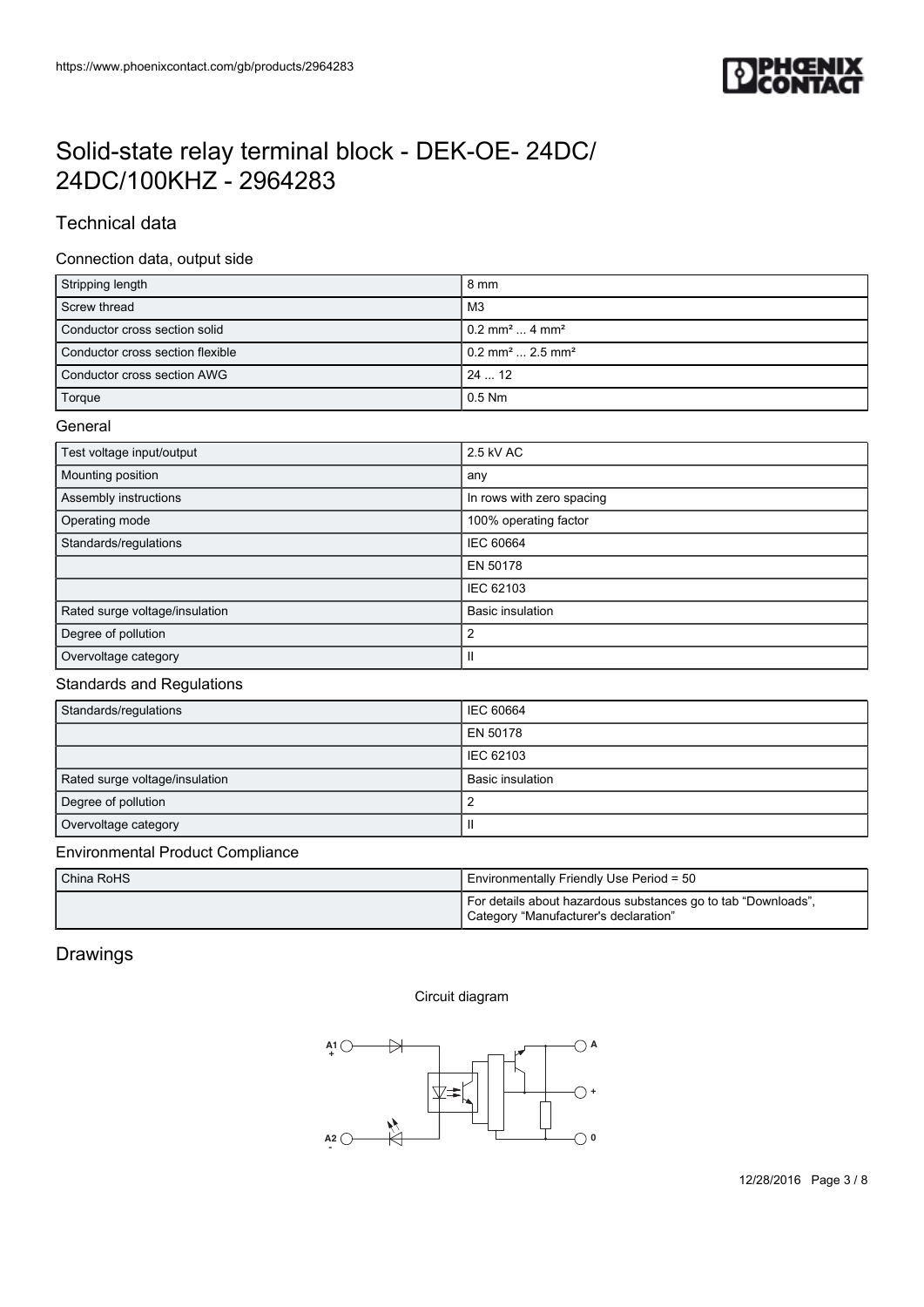# Solid-state relay terminal block - DEK-OE- 24DC/ 24DC/100KHZ - 2964283

## Technical data

### Connection data, output side

| | |
|---|---|
| Stripping length | 8 mm |
| Screw thread | M3 |
| Conductor cross section solid | 0.2 mm² ... 4 mm² |
| Conductor cross section flexible | 0.2 mm² ... 2.5 mm² |
| Conductor cross section AWG | 24 ... 12 |
| Torque | 0.5 Nm |

### General

| | |
|---|---|
| Test voltage input/output | 2.5 kV AC |
| Mounting position | any |
| Assembly instructions | In rows with zero spacing |
| Operating mode | 100% operating factor |
| Standards/regulations | IEC 60664 |
| | EN 50178 |
| | IEC 62103 |
| Rated surge voltage/insulation | Basic insulation |
| Degree of pollution | 2 |
| Overvoltage category | II |

### Standards and Regulations

| | |
|---|---|
| Standards/regulations | IEC 60664 |
| | EN 50178 |
| | IEC 62103 |
| Rated surge voltage/insulation | Basic insulation |
| Degree of pollution | 2 |
| Overvoltage category | II |

### Environmental Product Compliance

| | |
|---|---|
| China RoHS | Environmentally Friendly Use Period = 50 |
| | For details about hazardous substances go to tab "Downloads", Category "Manufacturer's declaration" |

## Drawings

Circuit diagram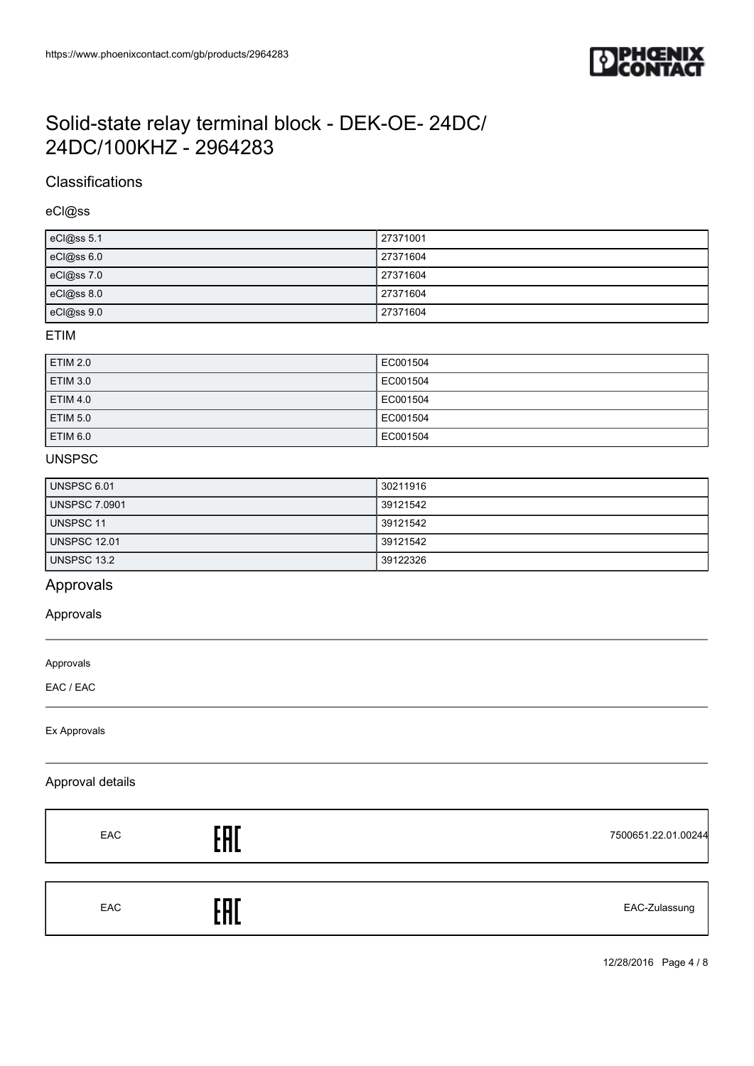# Solid-state relay terminal block - DEK-OE- 24DC/ 24DC/100KHZ - 2964283

## Classifications

### eCl@ss

| | |
|---|---|
| eCl@ss 5.1 | 27371001 |
| eCl@ss 6.0 | 27371604 |
| eCl@ss 7.0 | 27371604 |
| eCl@ss 8.0 | 27371604 |
| eCl@ss 9.0 | 27371604 |

### ETIM

| | |
|---|---|
| ETIM 2.0 | EC001504 |
| ETIM 3.0 | EC001504 |
| ETIM 4.0 | EC001504 |
| ETIM 5.0 | EC001504 |
| ETIM 6.0 | EC001504 |

### UNSPSC

| | |
|---|---|
| UNSPSC 6.01 | 30211916 |
| UNSPSC 7.0901 | 39121542 |
| UNSPSC 11 | 39121542 |
| UNSPSC 12.01 | 39121542 |
| UNSPSC 13.2 | 39122326 |

## Approvals

### Approvals

Approvals

EAC / EAC

Ex Approvals

### Approval details

| | | |
|---|---|---|
| EAC | EAC | 7500651.22.01.00244 |
| EAC | EAC | EAC-Zulassung |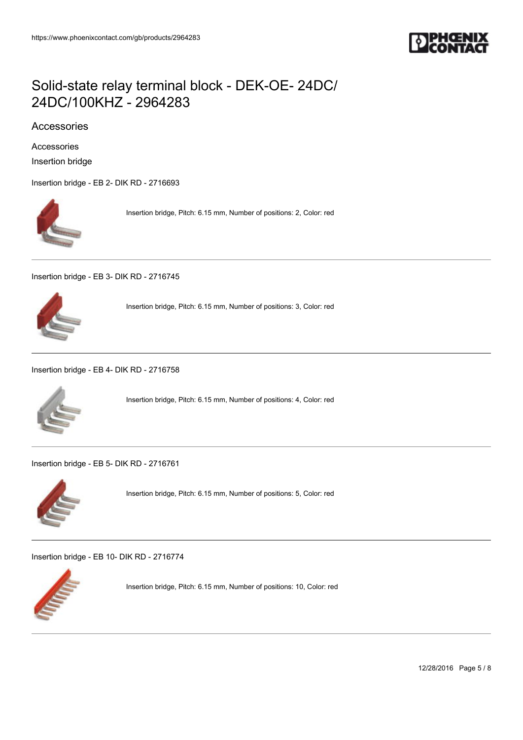# Solid-state relay terminal block - DEK-OE- 24DC/ 24DC/100KHZ - 2964283

## Accessories

### Accessories

#### Insertion bridge

Insertion bridge - EB 2- DIK RD - 2716693

Insertion bridge, Pitch: 6.15 mm, Number of positions: 2, Color: red

---

Insertion bridge - EB 3- DIK RD - 2716745

Insertion bridge, Pitch: 6.15 mm, Number of positions: 3, Color: red

---

Insertion bridge - EB 4- DIK RD - 2716758

Insertion bridge, Pitch: 6.15 mm, Number of positions: 4, Color: red

---

Insertion bridge - EB 5- DIK RD - 2716761

Insertion bridge, Pitch: 6.15 mm, Number of positions: 5, Color: red

---

Insertion bridge - EB 10- DIK RD - 2716774

Insertion bridge, Pitch: 6.15 mm, Number of positions: 10, Color: red

---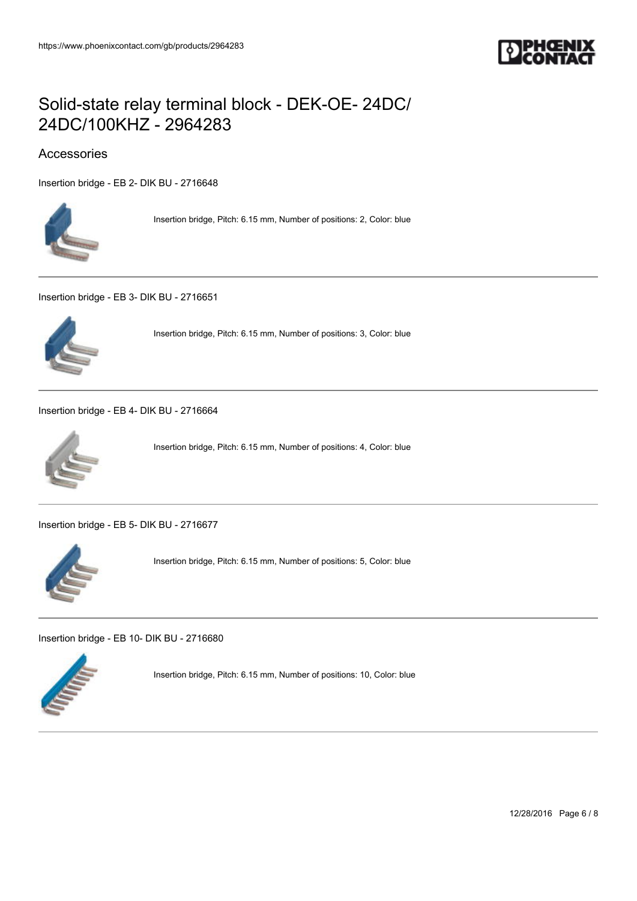# Solid-state relay terminal block - DEK-OE- 24DC/ 24DC/100KHZ - 2964283

## Accessories

Insertion bridge - EB 2- DIK BU - 2716648

Insertion bridge, Pitch: 6.15 mm, Number of positions: 2, Color: blue

---

Insertion bridge - EB 3- DIK BU - 2716651

Insertion bridge, Pitch: 6.15 mm, Number of positions: 3, Color: blue

---

Insertion bridge - EB 4- DIK BU - 2716664

Insertion bridge, Pitch: 6.15 mm, Number of positions: 4, Color: blue

---

Insertion bridge - EB 5- DIK BU - 2716677

Insertion bridge, Pitch: 6.15 mm, Number of positions: 5, Color: blue

---

Insertion bridge - EB 10- DIK BU - 2716680

Insertion bridge, Pitch: 6.15 mm, Number of positions: 10, Color: blue

---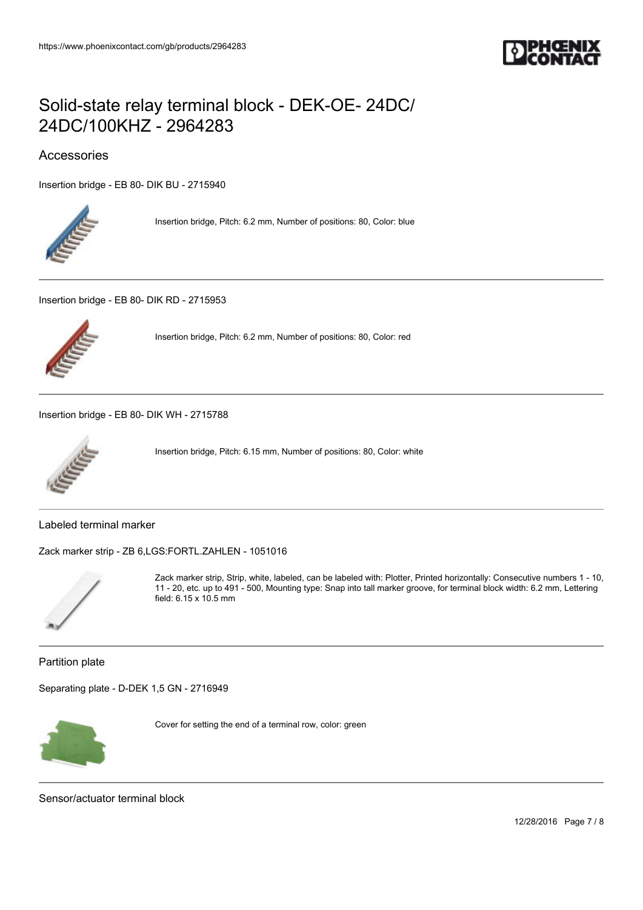# Solid-state relay terminal block - DEK-OE- 24DC/ 24DC/100KHZ - 2964283

## Accessories

Insertion bridge - EB 80- DIK BU - 2715940

Insertion bridge, Pitch: 6.2 mm, Number of positions: 80, Color: blue

---

Insertion bridge - EB 80- DIK RD - 2715953

Insertion bridge, Pitch: 6.2 mm, Number of positions: 80, Color: red

---

Insertion bridge - EB 80- DIK WH - 2715788

Insertion bridge, Pitch: 6.15 mm, Number of positions: 80, Color: white

---

### Labeled terminal marker

Zack marker strip - ZB 6,LGS:FORTL.ZAHLEN - 1051016

Zack marker strip, Strip, white, labeled, can be labeled with: Plotter, Printed horizontally: Consecutive numbers 1 - 10, 11 - 20, etc. up to 491 - 500, Mounting type: Snap into tall marker groove, for terminal block width: 6.2 mm, Lettering field: 6.15 x 10.5 mm

---

### Partition plate

Separating plate - D-DEK 1,5 GN - 2716949

Cover for setting the end of a terminal row, color: green

---

### Sensor/actuator terminal block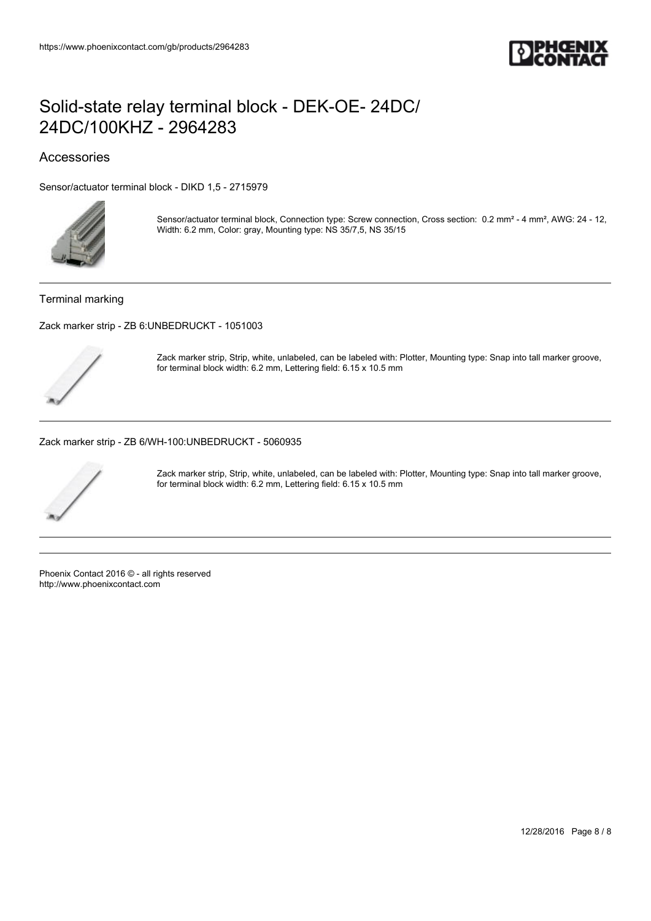# Solid-state relay terminal block - DEK-OE- 24DC/ 24DC/100KHZ - 2964283

## Accessories

Sensor/actuator terminal block - DIKD 1,5 - 2715979

Sensor/actuator terminal block, Connection type: Screw connection, Cross section: 0.2 mm² - 4 mm², AWG: 24 - 12, Width: 6.2 mm, Color: gray, Mounting type: NS 35/7,5, NS 35/15

---

### Terminal marking

Zack marker strip - ZB 6:UNBEDRUCKT - 1051003

Zack marker strip, Strip, white, unlabeled, can be labeled with: Plotter, Mounting type: Snap into tall marker groove, for terminal block width: 6.2 mm, Lettering field: 6.15 x 10.5 mm

---

Zack marker strip - ZB 6/WH-100:UNBEDRUCKT - 5060935

Zack marker strip, Strip, white, unlabeled, can be labeled with: Plotter, Mounting type: Snap into tall marker groove, for terminal block width: 6.2 mm, Lettering field: 6.15 x 10.5 mm

---

Phoenix Contact 2016 © - all rights reserved
http://www.phoenixcontact.com